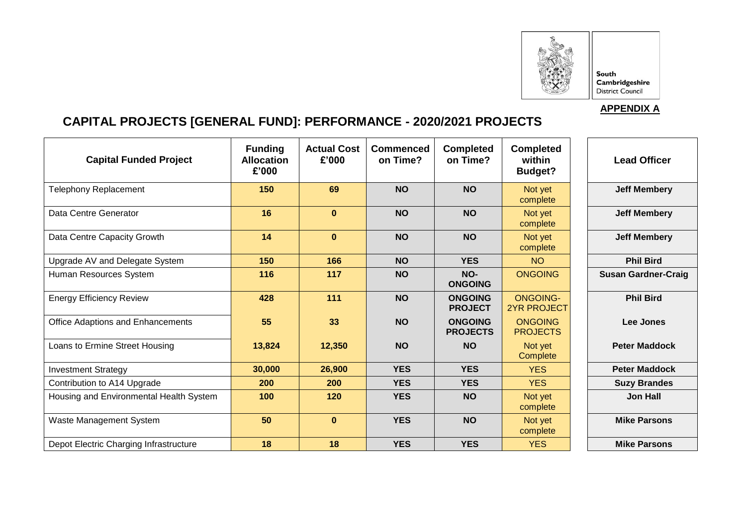South Cambridgeshire District Council

**APPENDIX A**

# CAPITAL PROJECTS [GENERAL FUND]: PERFORMANCE - 2020/2021 PROJECTS

| Capital Funded Project | Funding Allocation £'000 | Actual Cost £'000 | Commenced on Time? | Completed on Time? | Completed within Budget? | Lead Officer |
|---|---|---|---|---|---|---|
| Telephony Replacement | **150** | **69** | **NO** | **NO** | Not yet complete | **Jeff Membery** |
| Data Centre Generator | **16** | **0** | **NO** | **NO** | Not yet complete | **Jeff Membery** |
| Data Centre Capacity Growth | **14** | **0** | **NO** | **NO** | Not yet complete | **Jeff Membery** |
| Upgrade AV and Delegate System | **150** | **166** | **NO** | **YES** | NO | **Phil Bird** |
| Human Resources System | **116** | **117** | **NO** | **NO-ONGOING** | ONGOING | **Susan Gardner-Craig** |
| Energy Efficiency Review | **428** | **111** | **NO** | **ONGOING PROJECT** | ONGOING-2YR PROJECT | **Phil Bird** |
| Office Adaptions and Enhancements | **55** | **33** | **NO** | **ONGOING PROJECTS** | ONGOING PROJECTS | **Lee Jones** |
| Loans to Ermine Street Housing | **13,824** | **12,350** | **NO** | **NO** | Not yet Complete | **Peter Maddock** |
| Investment Strategy | **30,000** | **26,900** | **YES** | **YES** | YES | **Peter Maddock** |
| Contribution to A14 Upgrade | **200** | **200** | **YES** | **YES** | YES | **Suzy Brandes** |
| Housing and Environmental Health System | **100** | **120** | **YES** | **NO** | Not yet complete | **Jon Hall** |
| Waste Management System | **50** | **0** | **YES** | **NO** | Not yet complete | **Mike Parsons** |
| Depot Electric Charging Infrastructure | **18** | **18** | **YES** | **YES** | YES | **Mike Parsons** |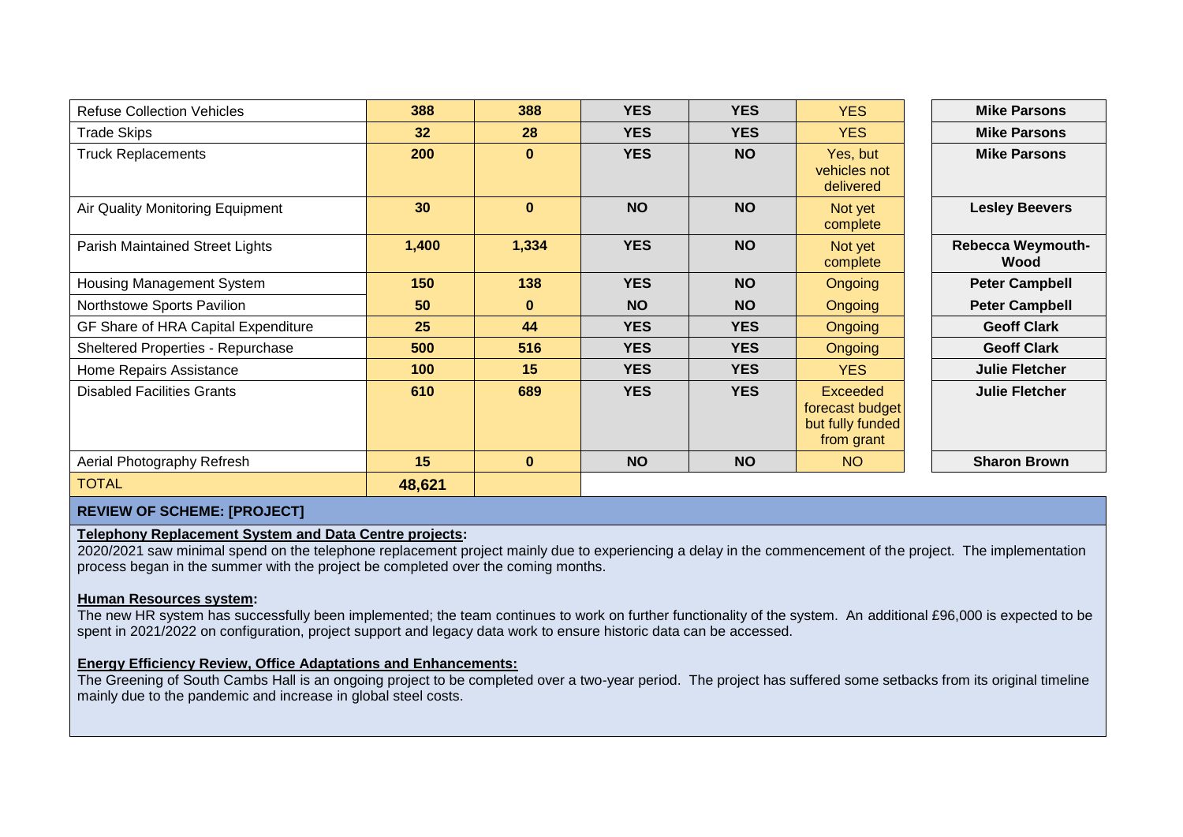| | | | | | | |
|---|---|---|---|---|---|---|
| Refuse Collection Vehicles | **388** | **388** | **YES** | **YES** | YES | **Mike Parsons** |
| Trade Skips | **32** | **28** | **YES** | **YES** | YES | **Mike Parsons** |
| Truck Replacements | **200** | **0** | **YES** | **NO** | Yes, but vehicles not delivered | **Mike Parsons** |
| Air Quality Monitoring Equipment | **30** | **0** | **NO** | **NO** | Not yet complete | **Lesley Beevers** |
| Parish Maintained Street Lights | **1,400** | **1,334** | **YES** | **NO** | Not yet complete | **Rebecca Weymouth-Wood** |
| Housing Management System | **150** | **138** | **YES** | **NO** | Ongoing | **Peter Campbell** |
| Northstowe Sports Pavilion | **50** | **0** | **NO** | **NO** | Ongoing | **Peter Campbell** |
| GF Share of HRA Capital Expenditure | **25** | **44** | **YES** | **YES** | Ongoing | **Geoff Clark** |
| Sheltered Properties - Repurchase | **500** | **516** | **YES** | **YES** | Ongoing | **Geoff Clark** |
| Home Repairs Assistance | **100** | **15** | **YES** | **YES** | YES | **Julie Fletcher** |
| Disabled Facilities Grants | **610** | **689** | **YES** | **YES** | Exceeded forecast budget but fully funded from grant | **Julie Fletcher** |
| Aerial Photography Refresh | **15** | **0** | **NO** | **NO** | NO | **Sharon Brown** |
| TOTAL | **48,621** | | | | | |

**REVIEW OF SCHEME: [PROJECT]**

**Telephony Replacement System and Data Centre projects:**
2020/2021 saw minimal spend on the telephone replacement project mainly due to experiencing a delay in the commencement of the project. The implementation process began in the summer with the project be completed over the coming months.

**Human Resources system:**
The new HR system has successfully been implemented; the team continues to work on further functionality of the system. An additional £96,000 is expected to be spent in 2021/2022 on configuration, project support and legacy data work to ensure historic data can be accessed.

**Energy Efficiency Review, Office Adaptations and Enhancements:**
The Greening of South Cambs Hall is an ongoing project to be completed over a two-year period. The project has suffered some setbacks from its original timeline mainly due to the pandemic and increase in global steel costs.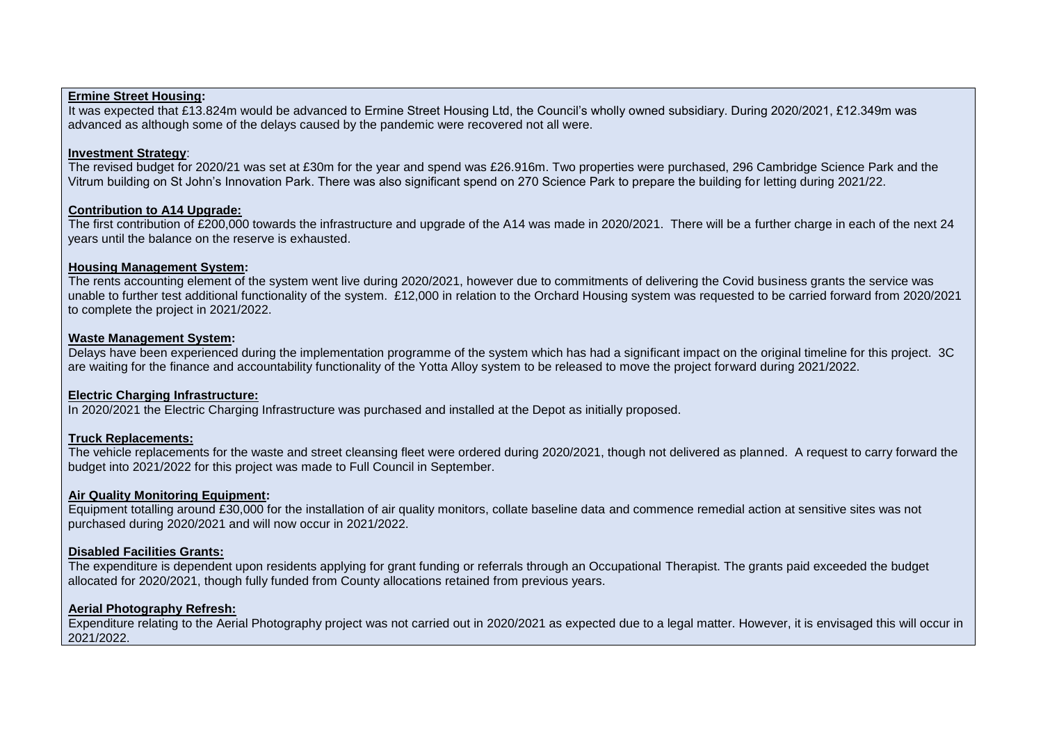**Ermine Street Housing:**

It was expected that £13.824m would be advanced to Ermine Street Housing Ltd, the Council's wholly owned subsidiary. During 2020/2021, £12.349m was advanced as although some of the delays caused by the pandemic were recovered not all were.

**Investment Strategy**:

The revised budget for 2020/21 was set at £30m for the year and spend was £26.916m. Two properties were purchased, 296 Cambridge Science Park and the Vitrum building on St John's Innovation Park. There was also significant spend on 270 Science Park to prepare the building for letting during 2021/22.

**Contribution to A14 Upgrade:**

The first contribution of £200,000 towards the infrastructure and upgrade of the A14 was made in 2020/2021. There will be a further charge in each of the next 24 years until the balance on the reserve is exhausted.

**Housing Management System:**

The rents accounting element of the system went live during 2020/2021, however due to commitments of delivering the Covid business grants the service was unable to further test additional functionality of the system. £12,000 in relation to the Orchard Housing system was requested to be carried forward from 2020/2021 to complete the project in 2021/2022.

**Waste Management System:**

Delays have been experienced during the implementation programme of the system which has had a significant impact on the original timeline for this project. 3C are waiting for the finance and accountability functionality of the Yotta Alloy system to be released to move the project forward during 2021/2022.

**Electric Charging Infrastructure:**

In 2020/2021 the Electric Charging Infrastructure was purchased and installed at the Depot as initially proposed.

**Truck Replacements:**

The vehicle replacements for the waste and street cleansing fleet were ordered during 2020/2021, though not delivered as planned. A request to carry forward the budget into 2021/2022 for this project was made to Full Council in September.

**Air Quality Monitoring Equipment:**

Equipment totalling around £30,000 for the installation of air quality monitors, collate baseline data and commence remedial action at sensitive sites was not purchased during 2020/2021 and will now occur in 2021/2022.

**Disabled Facilities Grants:**

The expenditure is dependent upon residents applying for grant funding or referrals through an Occupational Therapist. The grants paid exceeded the budget allocated for 2020/2021, though fully funded from County allocations retained from previous years.

**Aerial Photography Refresh:**

Expenditure relating to the Aerial Photography project was not carried out in 2020/2021 as expected due to a legal matter. However, it is envisaged this will occur in 2021/2022.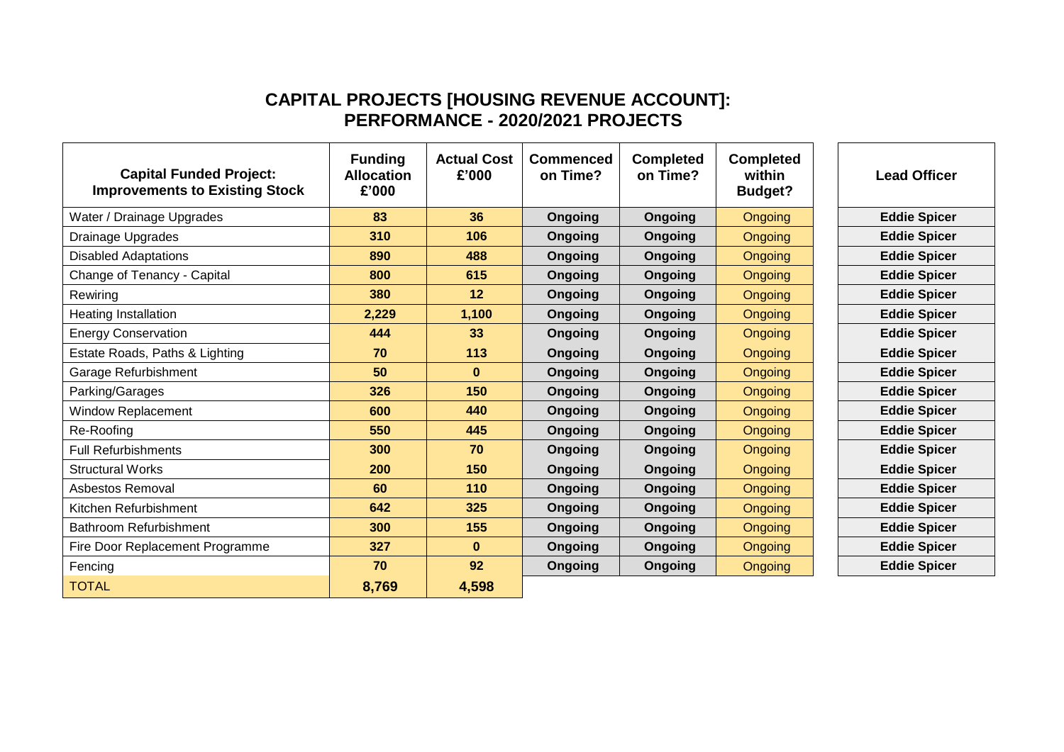# CAPITAL PROJECTS [HOUSING REVENUE ACCOUNT]: PERFORMANCE - 2020/2021 PROJECTS

| Capital Funded Project: Improvements to Existing Stock | Funding Allocation £'000 | Actual Cost £'000 | Commenced on Time? | Completed on Time? | Completed within Budget? | Lead Officer |
|---|---|---|---|---|---|---|
| Water / Drainage Upgrades | **83** | **36** | **Ongoing** | **Ongoing** | Ongoing | **Eddie Spicer** |
| Drainage Upgrades | **310** | **106** | **Ongoing** | **Ongoing** | Ongoing | **Eddie Spicer** |
| Disabled Adaptations | **890** | **488** | **Ongoing** | **Ongoing** | Ongoing | **Eddie Spicer** |
| Change of Tenancy - Capital | **800** | **615** | **Ongoing** | **Ongoing** | Ongoing | **Eddie Spicer** |
| Rewiring | **380** | **12** | **Ongoing** | **Ongoing** | Ongoing | **Eddie Spicer** |
| Heating Installation | **2,229** | **1,100** | **Ongoing** | **Ongoing** | Ongoing | **Eddie Spicer** |
| Energy Conservation | **444** | **33** | **Ongoing** | **Ongoing** | Ongoing | **Eddie Spicer** |
| Estate Roads, Paths & Lighting | **70** | **113** | **Ongoing** | **Ongoing** | Ongoing | **Eddie Spicer** |
| Garage Refurbishment | **50** | **0** | **Ongoing** | **Ongoing** | Ongoing | **Eddie Spicer** |
| Parking/Garages | **326** | **150** | **Ongoing** | **Ongoing** | Ongoing | **Eddie Spicer** |
| Window Replacement | **600** | **440** | **Ongoing** | **Ongoing** | Ongoing | **Eddie Spicer** |
| Re-Roofing | **550** | **445** | **Ongoing** | **Ongoing** | Ongoing | **Eddie Spicer** |
| Full Refurbishments | **300** | **70** | **Ongoing** | **Ongoing** | Ongoing | **Eddie Spicer** |
| Structural Works | **200** | **150** | **Ongoing** | **Ongoing** | Ongoing | **Eddie Spicer** |
| Asbestos Removal | **60** | **110** | **Ongoing** | **Ongoing** | Ongoing | **Eddie Spicer** |
| Kitchen Refurbishment | **642** | **325** | **Ongoing** | **Ongoing** | Ongoing | **Eddie Spicer** |
| Bathroom Refurbishment | **300** | **155** | **Ongoing** | **Ongoing** | Ongoing | **Eddie Spicer** |
| Fire Door Replacement Programme | **327** | **0** | **Ongoing** | **Ongoing** | Ongoing | **Eddie Spicer** |
| Fencing | **70** | **92** | **Ongoing** | **Ongoing** | Ongoing | **Eddie Spicer** |
| TOTAL | **8,769** | **4,598** | | | | |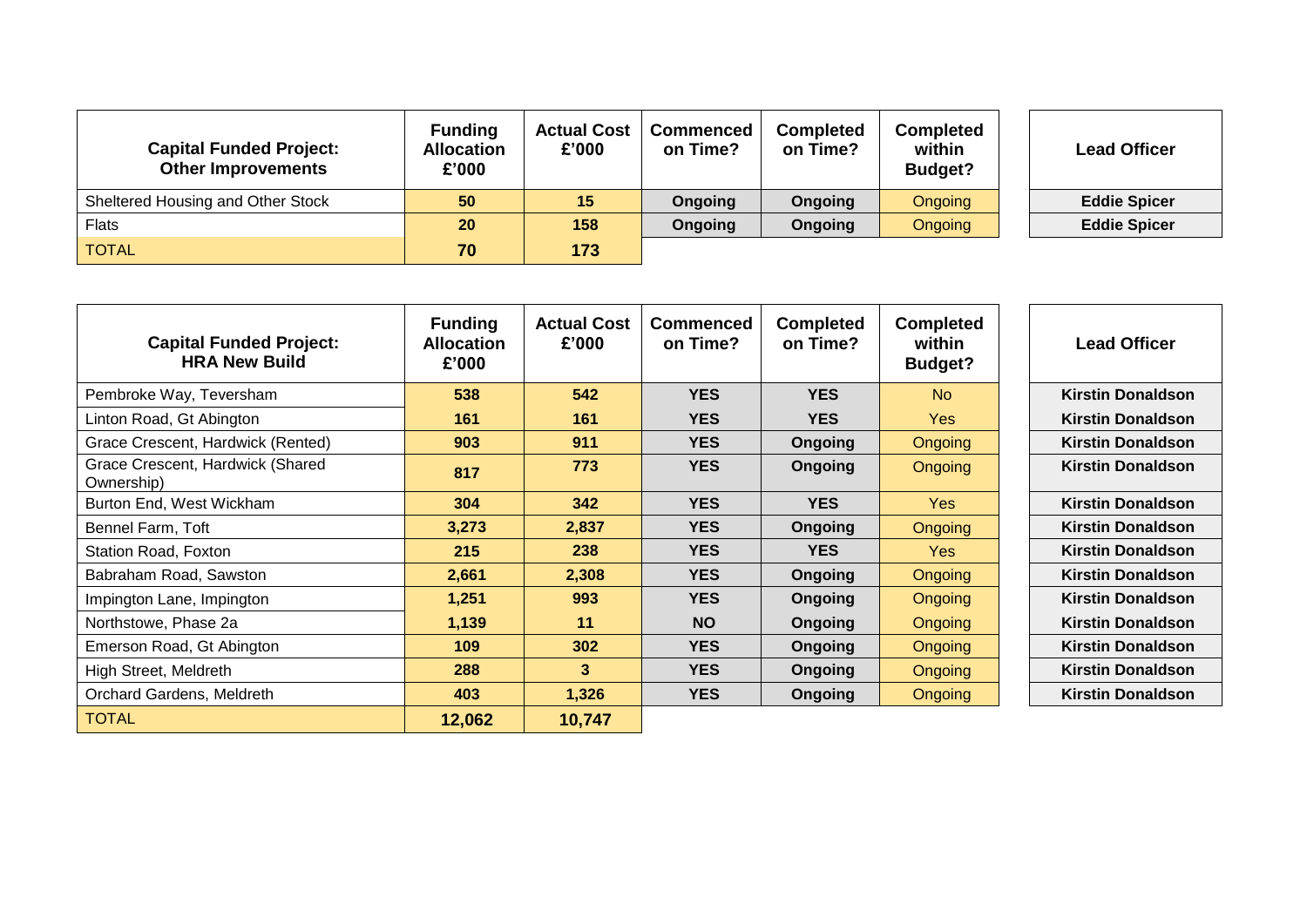| Capital Funded Project: Other Improvements | Funding Allocation £'000 | Actual Cost £'000 | Commenced on Time? | Completed on Time? | Completed within Budget? | Lead Officer |
|---|---|---|---|---|---|---|
| Sheltered Housing and Other Stock | **50** | **15** | **Ongoing** | **Ongoing** | Ongoing | **Eddie Spicer** |
| Flats | **20** | **158** | **Ongoing** | **Ongoing** | Ongoing | **Eddie Spicer** |
| TOTAL | **70** | **173** | | | | |

| Capital Funded Project: HRA New Build | Funding Allocation £'000 | Actual Cost £'000 | Commenced on Time? | Completed on Time? | Completed within Budget? | Lead Officer |
|---|---|---|---|---|---|---|
| Pembroke Way, Teversham | **538** | **542** | **YES** | **YES** | No | **Kirstin Donaldson** |
| Linton Road, Gt Abington | **161** | **161** | **YES** | **YES** | Yes | **Kirstin Donaldson** |
| Grace Crescent, Hardwick (Rented) | **903** | **911** | **YES** | **Ongoing** | Ongoing | **Kirstin Donaldson** |
| Grace Crescent, Hardwick (Shared Ownership) | **817** | **773** | **YES** | **Ongoing** | Ongoing | **Kirstin Donaldson** |
| Burton End, West Wickham | **304** | **342** | **YES** | **YES** | Yes | **Kirstin Donaldson** |
| Bennel Farm, Toft | **3,273** | **2,837** | **YES** | **Ongoing** | Ongoing | **Kirstin Donaldson** |
| Station Road, Foxton | **215** | **238** | **YES** | **YES** | Yes | **Kirstin Donaldson** |
| Babraham Road, Sawston | **2,661** | **2,308** | **YES** | **Ongoing** | Ongoing | **Kirstin Donaldson** |
| Impington Lane, Impington | **1,251** | **993** | **YES** | **Ongoing** | Ongoing | **Kirstin Donaldson** |
| Northstowe, Phase 2a | **1,139** | **11** | **NO** | **Ongoing** | Ongoing | **Kirstin Donaldson** |
| Emerson Road, Gt Abington | **109** | **302** | **YES** | **Ongoing** | Ongoing | **Kirstin Donaldson** |
| High Street, Meldreth | **288** | **3** | **YES** | **Ongoing** | Ongoing | **Kirstin Donaldson** |
| Orchard Gardens, Meldreth | **403** | **1,326** | **YES** | **Ongoing** | Ongoing | **Kirstin Donaldson** |
| TOTAL | **12,062** | **10,747** | | | | |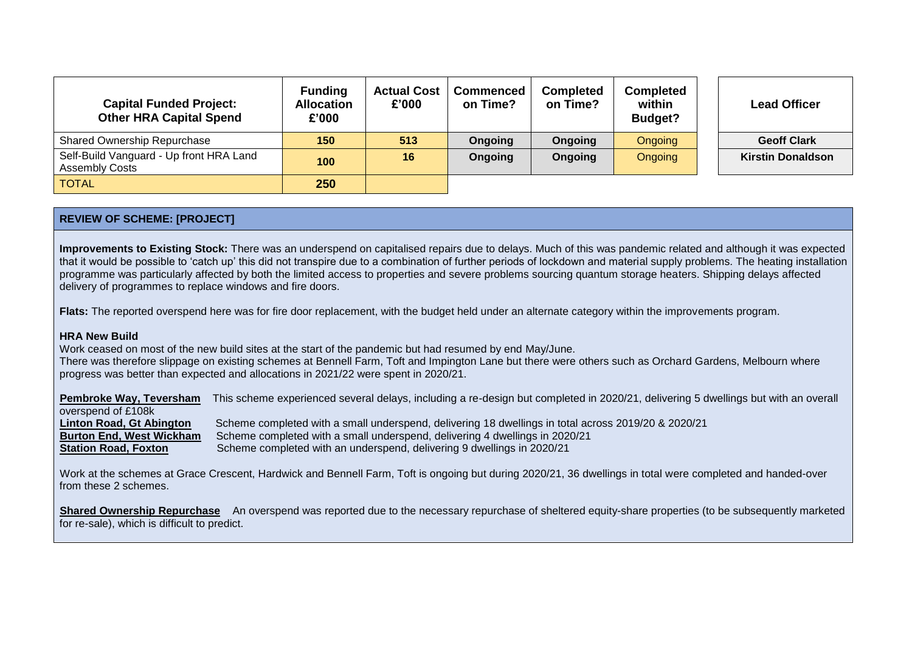| Capital Funded Project: Other HRA Capital Spend | Funding Allocation £'000 | Actual Cost £'000 | Commenced on Time? | Completed on Time? | Completed within Budget? | Lead Officer |
|---|---|---|---|---|---|---|
| Shared Ownership Repurchase | **150** | **513** | **Ongoing** | **Ongoing** | Ongoing | **Geoff Clark** |
| Self-Build Vanguard - Up front HRA Land Assembly Costs | **100** | **16** | **Ongoing** | **Ongoing** | Ongoing | **Kirstin Donaldson** |
| TOTAL | **250** | | | | | |

**REVIEW OF SCHEME: [PROJECT]**

**Improvements to Existing Stock:** There was an underspend on capitalised repairs due to delays. Much of this was pandemic related and although it was expected that it would be possible to 'catch up' this did not transpire due to a combination of further periods of lockdown and material supply problems. The heating installation programme was particularly affected by both the limited access to properties and severe problems sourcing quantum storage heaters. Shipping delays affected delivery of programmes to replace windows and fire doors.

**Flats:** The reported overspend here was for fire door replacement, with the budget held under an alternate category within the improvements program.

**HRA New Build**

Work ceased on most of the new build sites at the start of the pandemic but had resumed by end May/June.
There was therefore slippage on existing schemes at Bennell Farm, Toft and Impington Lane but there were others such as Orchard Gardens, Melbourn where progress was better than expected and allocations in 2021/22 were spent in 2020/21.

**Pembroke Way, Teversham** This scheme experienced several delays, including a re-design but completed in 2020/21, delivering 5 dwellings but with an overall overspend of £108k

**Linton Road, Gt Abington** Scheme completed with a small underspend, delivering 18 dwellings in total across 2019/20 & 2020/21

**Burton End, West Wickham** Scheme completed with a small underspend, delivering 4 dwellings in 2020/21

**Station Road, Foxton** Scheme completed with an underspend, delivering 9 dwellings in 2020/21

Work at the schemes at Grace Crescent, Hardwick and Bennell Farm, Toft is ongoing but during 2020/21, 36 dwellings in total were completed and handed-over from these 2 schemes.

**Shared Ownership Repurchase** An overspend was reported due to the necessary repurchase of sheltered equity-share properties (to be subsequently marketed for re-sale), which is difficult to predict.